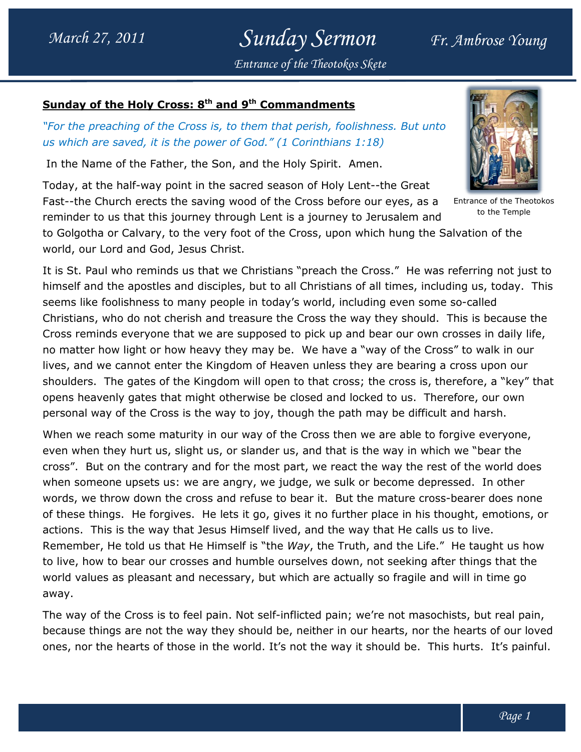## Sunday of the Holy Cross: 8th and 9th Commandments

*"For the preaching of the Cross is, to them that perish, foolishness. But unto us which are saved, it is the power of God." (1 Corinthians 1:18)*

In the Name of the Father, the Son, and the Holy Spirit. Amen.

Entrance of the Theotokos to the Temple

Today, at the half-way point in the sacred season of Holy Lent--the Great Fast--the Church erects the saving wood of the Cross before our eyes, as a reminder to us that this journey through Lent is a journey to Jerusalem and to Golgotha or Calvary, to the very foot of the Cross, upon which hung the Salvation of the world, our Lord and God, Jesus Christ.

It is St. Paul who reminds us that we Christians "preach the Cross." He was referring not just to himself and the apostles and disciples, but to all Christians of all times, including us, today. This seems like foolishness to many people in today's world, including even some so-called Christians, who do not cherish and treasure the Cross the way they should. This is because the Cross reminds everyone that we are supposed to pick up and bear our own crosses in daily life, no matter how light or how heavy they may be. We have a "way of the Cross" to walk in our lives, and we cannot enter the Kingdom of Heaven unless they are bearing a cross upon our shoulders. The gates of the Kingdom will open to that cross; the cross is, therefore, a "key" that opens heavenly gates that might otherwise be closed and locked to us. Therefore, our own personal way of the Cross is the way to joy, though the path may be difficult and harsh.

When we reach some maturity in our way of the Cross then we are able to forgive everyone, even when they hurt us, slight us, or slander us, and that is the way in which we "bear the cross". But on the contrary and for the most part, we react the way the rest of the world does when someone upsets us: we are angry, we judge, we sulk or become depressed. In other words, we throw down the cross and refuse to bear it. But the mature cross-bearer does none of these things. He forgives. He lets it go, gives it no further place in his thought, emotions, or actions. This is the way that Jesus Himself lived, and the way that He calls us to live. Remember, He told us that He Himself is "the *Way*, the Truth, and the Life." He taught us how to live, how to bear our crosses and humble ourselves down, not seeking after things that the world values as pleasant and necessary, but which are actually so fragile and will in time go away.

The way of the Cross is to feel pain. Not self-inflicted pain; we're not masochists, but real pain, because things are not the way they should be, neither in our hearts, nor the hearts of our loved ones, nor the hearts of those in the world. It's not the way it should be. This hurts. It's painful.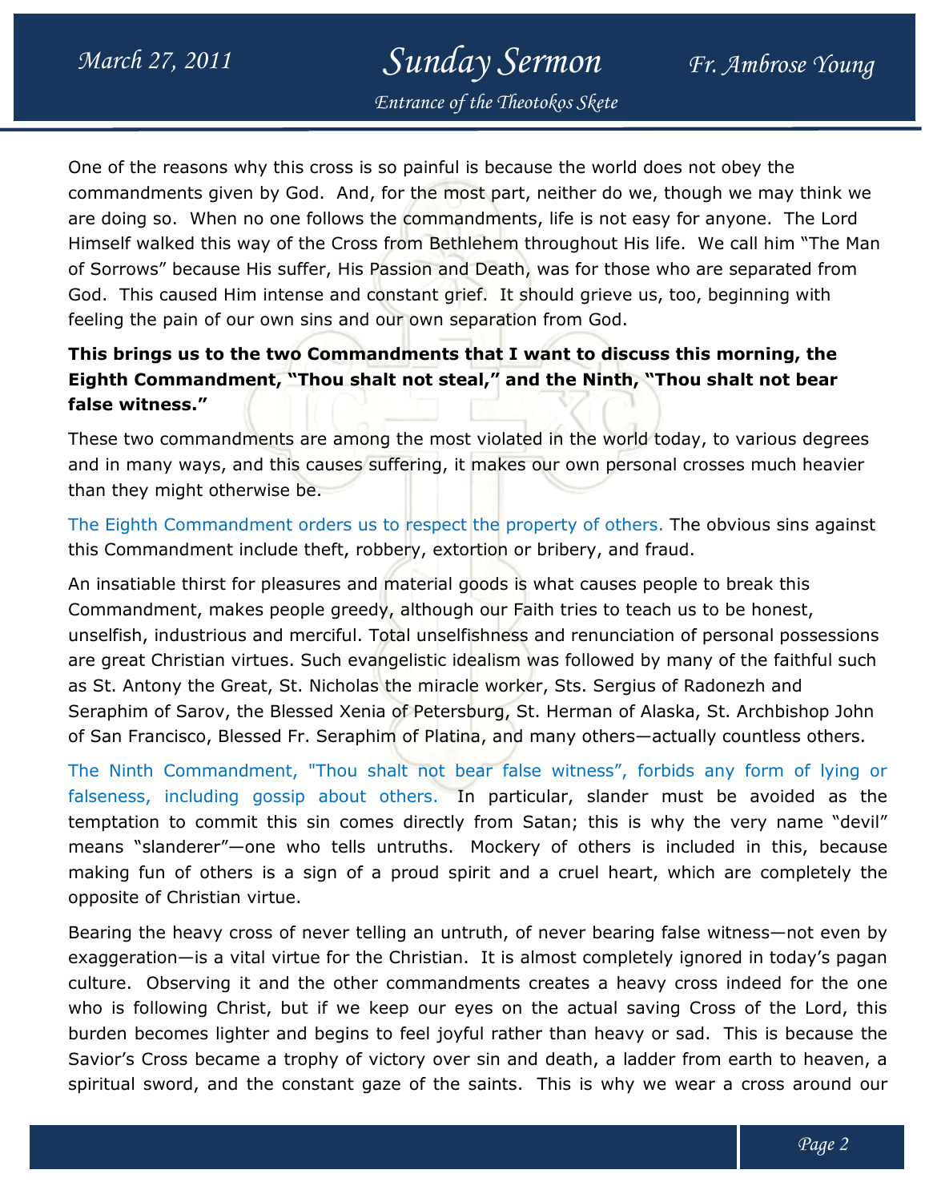One of the reasons why this cross is so painful is because the world does not obey the commandments given by God. And, for the most part, neither do we, though we may think we are doing so. When no one follows the commandments, life is not easy for anyone. The Lord Himself walked this way of the Cross from Bethlehem throughout His life. We call him "The Man of Sorrows" because His suffer, His Passion and Death, was for those who are separated from God. This caused Him intense and constant grief. It should grieve us, too, beginning with feeling the pain of our own sins and our own separation from God.

**This brings us to the two Commandments that I want to discuss this morning, the Eighth Commandment, "Thou shalt not steal," and the Ninth, "Thou shalt not bear false witness."**

These two commandments are among the most violated in the world today, to various degrees and in many ways, and this causes suffering, it makes our own personal crosses much heavier than they might otherwise be.

The Eighth Commandment orders us to respect the property of others. The obvious sins against this Commandment include theft, robbery, extortion or bribery, and fraud.

An insatiable thirst for pleasures and material goods is what causes people to break this Commandment, makes people greedy, although our Faith tries to teach us to be honest, unselfish, industrious and merciful. Total unselfishness and renunciation of personal possessions are great Christian virtues. Such evangelistic idealism was followed by many of the faithful such as St. Antony the Great, St. Nicholas the miracle worker, Sts. Sergius of Radonezh and Seraphim of Sarov, the Blessed Xenia of Petersburg, St. Herman of Alaska, St. Archbishop John of San Francisco, Blessed Fr. Seraphim of Platina, and many others—actually countless others.

The Ninth Commandment, "Thou shalt not bear false witness", forbids any form of lying or falseness, including gossip about others. In particular, slander must be avoided as the temptation to commit this sin comes directly from Satan; this is why the very name "devil" means "slanderer"—one who tells untruths. Mockery of others is included in this, because making fun of others is a sign of a proud spirit and a cruel heart, which are completely the opposite of Christian virtue.

Bearing the heavy cross of never telling an untruth, of never bearing false witness—not even by exaggeration—is a vital virtue for the Christian. It is almost completely ignored in today's pagan culture. Observing it and the other commandments creates a heavy cross indeed for the one who is following Christ, but if we keep our eyes on the actual saving Cross of the Lord, this burden becomes lighter and begins to feel joyful rather than heavy or sad. This is because the Savior's Cross became a trophy of victory over sin and death, a ladder from earth to heaven, a spiritual sword, and the constant gaze of the saints. This is why we wear a cross around our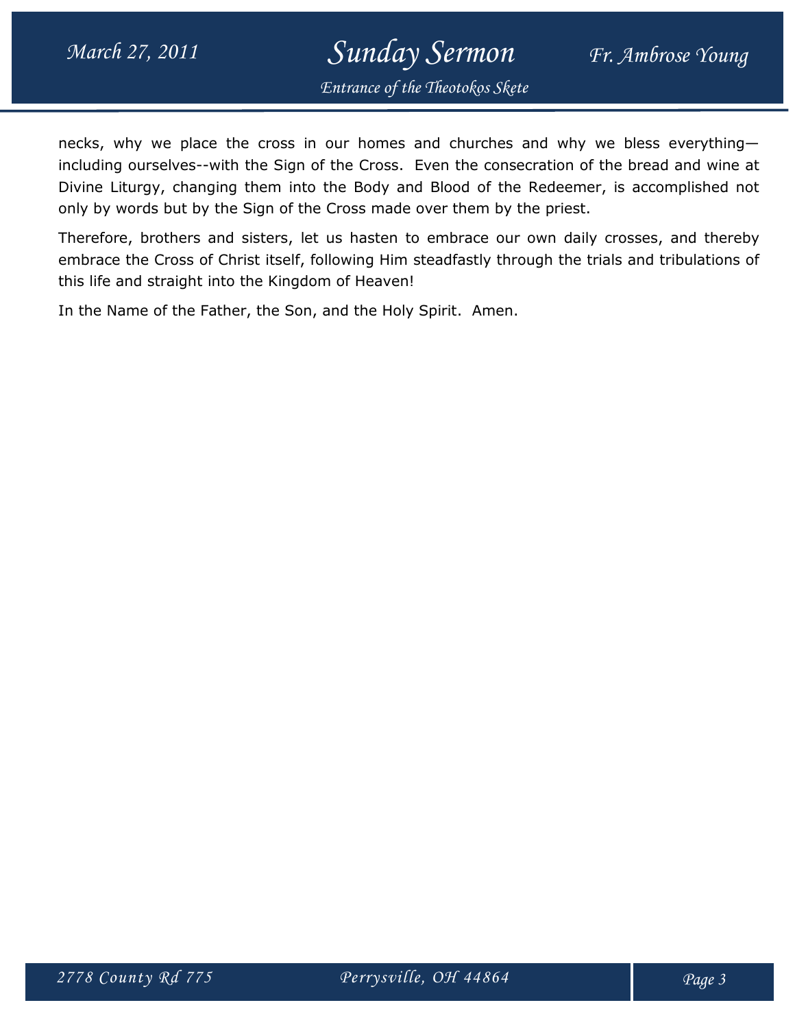necks, why we place the cross in our homes and churches and why we bless everything—including ourselves--with the Sign of the Cross. Even the consecration of the bread and wine at Divine Liturgy, changing them into the Body and Blood of the Redeemer, is accomplished not only by words but by the Sign of the Cross made over them by the priest.

Therefore, brothers and sisters, let us hasten to embrace our own daily crosses, and thereby embrace the Cross of Christ itself, following Him steadfastly through the trials and tribulations of this life and straight into the Kingdom of Heaven!

In the Name of the Father, the Son, and the Holy Spirit. Amen.